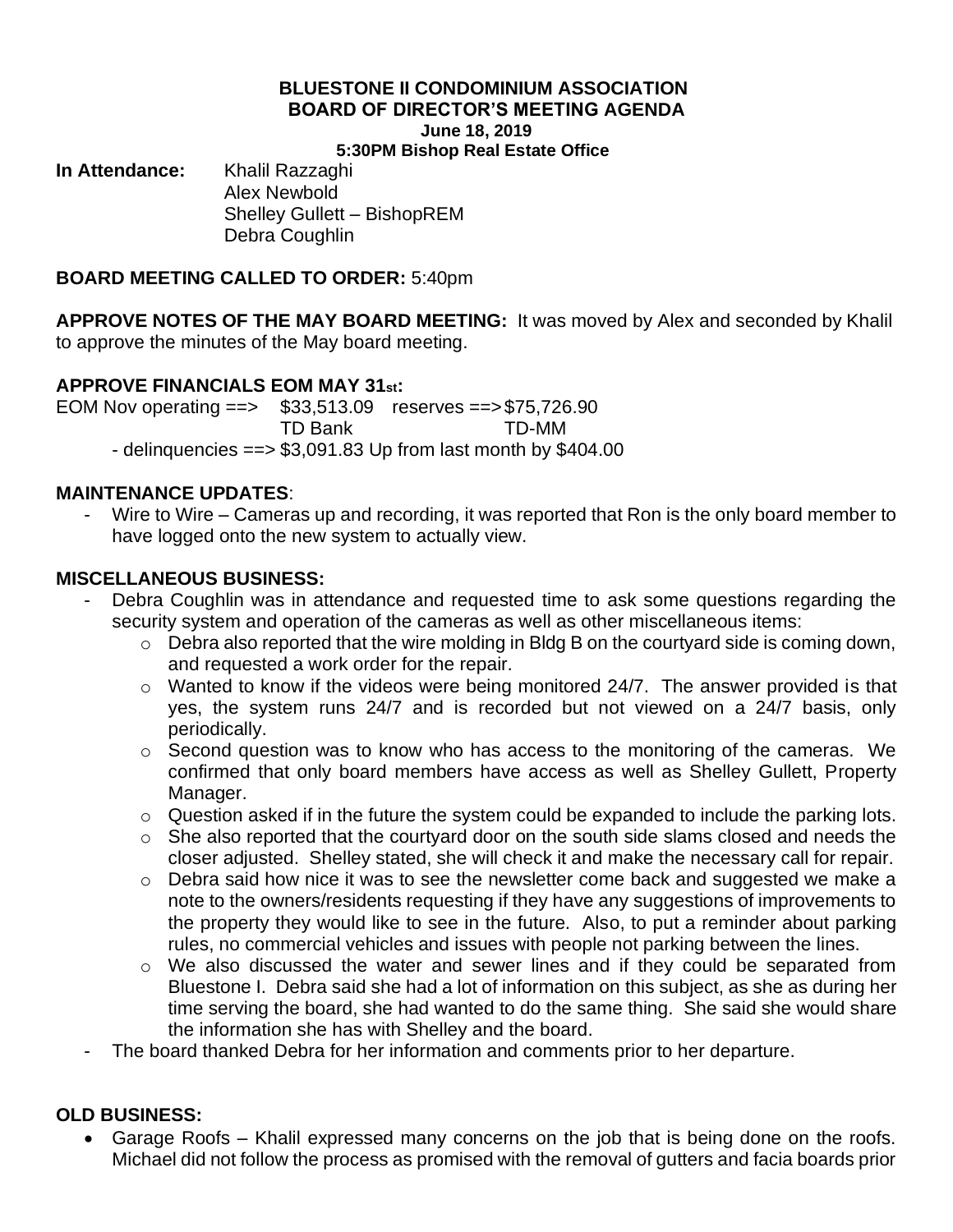# BLUESTONE II CONDOMINIUM ASSOCIATION
## BOARD OF DIRECTOR'S MEETING AGENDA
### June 18, 2019
### 5:30PM Bishop Real Estate Office

**In Attendance:** Khalil Razzaghi
Alex Newbold
Shelley Gullett – BishopREM
Debra Coughlin

**BOARD MEETING CALLED TO ORDER:** 5:40pm

**APPROVE NOTES OF THE MAY BOARD MEETING:** It was moved by Alex and seconded by Khalil to approve the minutes of the May board meeting.

**APPROVE FINANCIALS EOM MAY 31st:**

EOM Nov operating ==> $33,513.09 reserves ==> $75,726.90
TD Bank TD-MM

- delinquencies ==> $3,091.83 Up from last month by $404.00

**MAINTENANCE UPDATES**:

- Wire to Wire – Cameras up and recording, it was reported that Ron is the only board member to have logged onto the new system to actually view.

**MISCELLANEOUS BUSINESS:**

- Debra Coughlin was in attendance and requested time to ask some questions regarding the security system and operation of the cameras as well as other miscellaneous items:
  - Debra also reported that the wire molding in Bldg B on the courtyard side is coming down, and requested a work order for the repair.
  - Wanted to know if the videos were being monitored 24/7. The answer provided is that yes, the system runs 24/7 and is recorded but not viewed on a 24/7 basis, only periodically.
  - Second question was to know who has access to the monitoring of the cameras. We confirmed that only board members have access as well as Shelley Gullett, Property Manager.
  - Question asked if in the future the system could be expanded to include the parking lots.
  - She also reported that the courtyard door on the south side slams closed and needs the closer adjusted. Shelley stated, she will check it and make the necessary call for repair.
  - Debra said how nice it was to see the newsletter come back and suggested we make a note to the owners/residents requesting if they have any suggestions of improvements to the property they would like to see in the future. Also, to put a reminder about parking rules, no commercial vehicles and issues with people not parking between the lines.
  - We also discussed the water and sewer lines and if they could be separated from Bluestone I. Debra said she had a lot of information on this subject, as she as during her time serving the board, she had wanted to do the same thing. She said she would share the information she has with Shelley and the board.
- The board thanked Debra for her information and comments prior to her departure.

**OLD BUSINESS:**

- Garage Roofs – Khalil expressed many concerns on the job that is being done on the roofs. Michael did not follow the process as promised with the removal of gutters and facia boards prior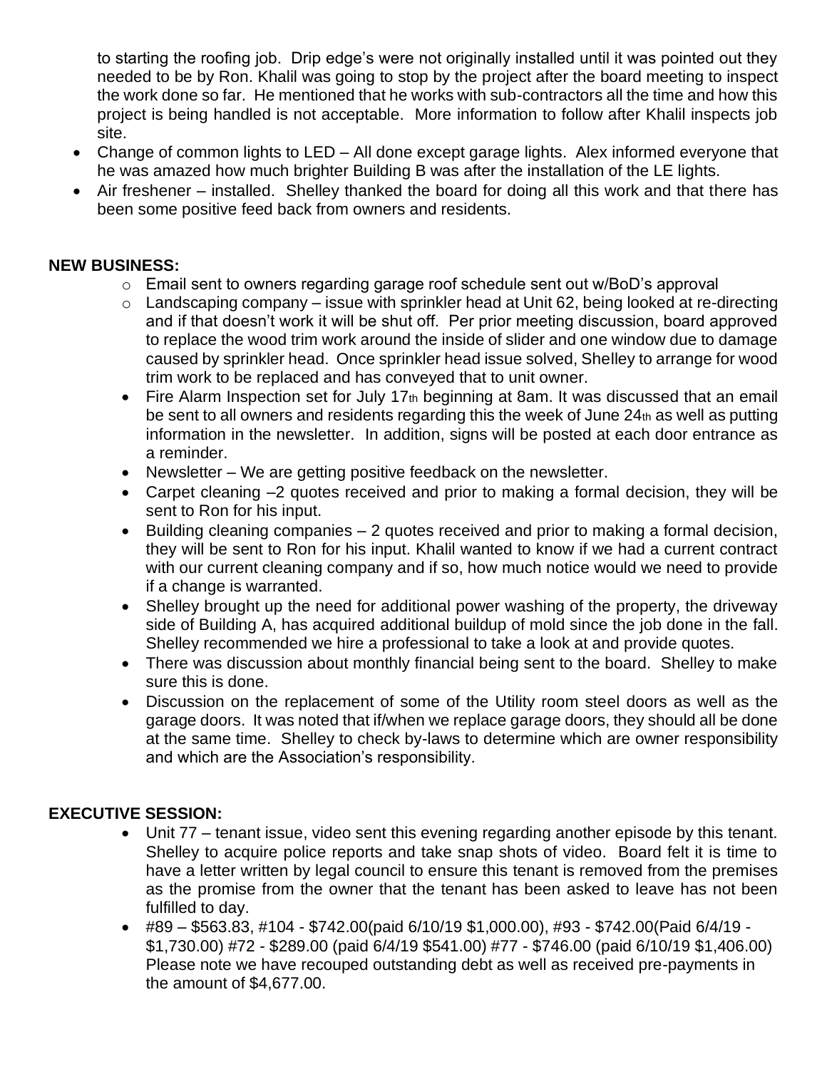to starting the roofing job. Drip edge's were not originally installed until it was pointed out they needed to be by Ron. Khalil was going to stop by the project after the board meeting to inspect the work done so far. He mentioned that he works with sub-contractors all the time and how this project is being handled is not acceptable. More information to follow after Khalil inspects job site.

- Change of common lights to LED – All done except garage lights. Alex informed everyone that he was amazed how much brighter Building B was after the installation of the LE lights.
- Air freshener – installed. Shelley thanked the board for doing all this work and that there has been some positive feed back from owners and residents.

**NEW BUSINESS:**

- Email sent to owners regarding garage roof schedule sent out w/BoD's approval
- Landscaping company – issue with sprinkler head at Unit 62, being looked at re-directing and if that doesn't work it will be shut off. Per prior meeting discussion, board approved to replace the wood trim work around the inside of slider and one window due to damage caused by sprinkler head. Once sprinkler head issue solved, Shelley to arrange for wood trim work to be replaced and has conveyed that to unit owner.
- Fire Alarm Inspection set for July 17th beginning at 8am. It was discussed that an email be sent to all owners and residents regarding this the week of June 24th as well as putting information in the newsletter. In addition, signs will be posted at each door entrance as a reminder.
- Newsletter – We are getting positive feedback on the newsletter.
- Carpet cleaning –2 quotes received and prior to making a formal decision, they will be sent to Ron for his input.
- Building cleaning companies – 2 quotes received and prior to making a formal decision, they will be sent to Ron for his input. Khalil wanted to know if we had a current contract with our current cleaning company and if so, how much notice would we need to provide if a change is warranted.
- Shelley brought up the need for additional power washing of the property, the driveway side of Building A, has acquired additional buildup of mold since the job done in the fall. Shelley recommended we hire a professional to take a look at and provide quotes.
- There was discussion about monthly financial being sent to the board. Shelley to make sure this is done.
- Discussion on the replacement of some of the Utility room steel doors as well as the garage doors. It was noted that if/when we replace garage doors, they should all be done at the same time. Shelley to check by-laws to determine which are owner responsibility and which are the Association's responsibility.

**EXECUTIVE SESSION:**

- Unit 77 – tenant issue, video sent this evening regarding another episode by this tenant. Shelley to acquire police reports and take snap shots of video. Board felt it is time to have a letter written by legal council to ensure this tenant is removed from the premises as the promise from the owner that the tenant has been asked to leave has not been fulfilled to day.
- #89 – $563.83, #104 - $742.00(paid 6/10/19 $1,000.00), #93 - $742.00(Paid 6/4/19 - $1,730.00) #72 - $289.00 (paid 6/4/19 $541.00) #77 - $746.00 (paid 6/10/19 $1,406.00) Please note we have recouped outstanding debt as well as received pre-payments in the amount of $4,677.00.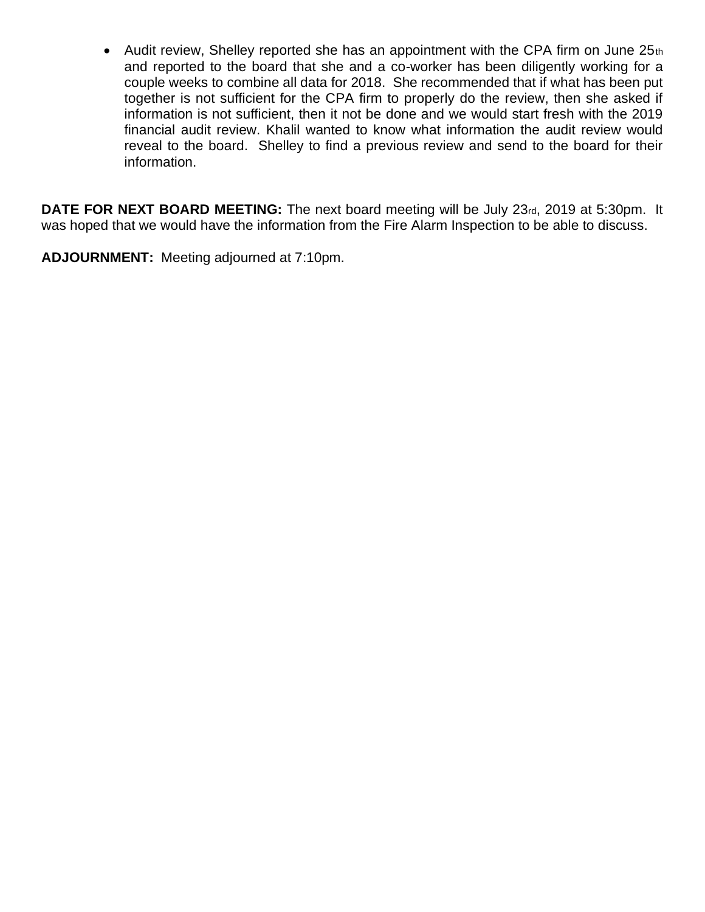- Audit review, Shelley reported she has an appointment with the CPA firm on June 25th and reported to the board that she and a co-worker has been diligently working for a couple weeks to combine all data for 2018. She recommended that if what has been put together is not sufficient for the CPA firm to properly do the review, then she asked if information is not sufficient, then it not be done and we would start fresh with the 2019 financial audit review. Khalil wanted to know what information the audit review would reveal to the board. Shelley to find a previous review and send to the board for their information.

**DATE FOR NEXT BOARD MEETING:** The next board meeting will be July 23rd, 2019 at 5:30pm. It was hoped that we would have the information from the Fire Alarm Inspection to be able to discuss.

**ADJOURNMENT:** Meeting adjourned at 7:10pm.